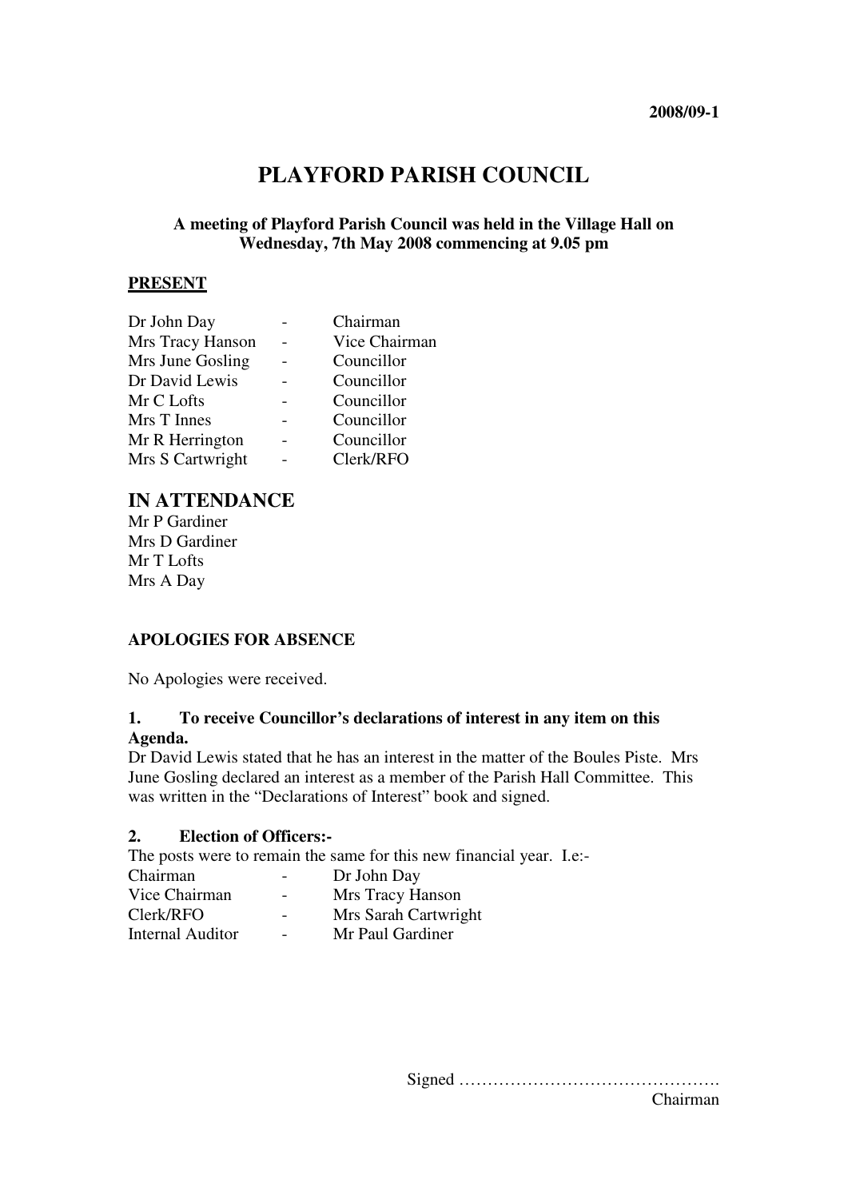**2008/09-1**

# PLAYFORD PARISH COUNCIL

**A meeting of Playford Parish Council was held in the Village Hall on Wednesday, 7th May 2008 commencing at 9.05 pm**

## PRESENT

| | | |
|---|---|---|
| Dr John Day | - | Chairman |
| Mrs Tracy Hanson | - | Vice Chairman |
| Mrs June Gosling | - | Councillor |
| Dr David Lewis | - | Councillor |
| Mr C Lofts | - | Councillor |
| Mrs T Innes | - | Councillor |
| Mr R Herrington | - | Councillor |
| Mrs S Cartwright | - | Clerk/RFO |

## IN ATTENDANCE

Mr P Gardiner
Mrs D Gardiner
Mr T Lofts
Mrs A Day

**APOLOGIES FOR ABSENCE**

No Apologies were received.

**1. To receive Councillor's declarations of interest in any item on this Agenda.**

Dr David Lewis stated that he has an interest in the matter of the Boules Piste. Mrs June Gosling declared an interest as a member of the Parish Hall Committee. This was written in the "Declarations of Interest" book and signed.

**2. Election of Officers:-**

The posts were to remain the same for this new financial year. I.e:-

| | | |
|---|---|---|
| Chairman | - | Dr John Day |
| Vice Chairman | - | Mrs Tracy Hanson |
| Clerk/RFO | - | Mrs Sarah Cartwright |
| Internal Auditor | - | Mr Paul Gardiner |

Signed ……………………………………….
Chairman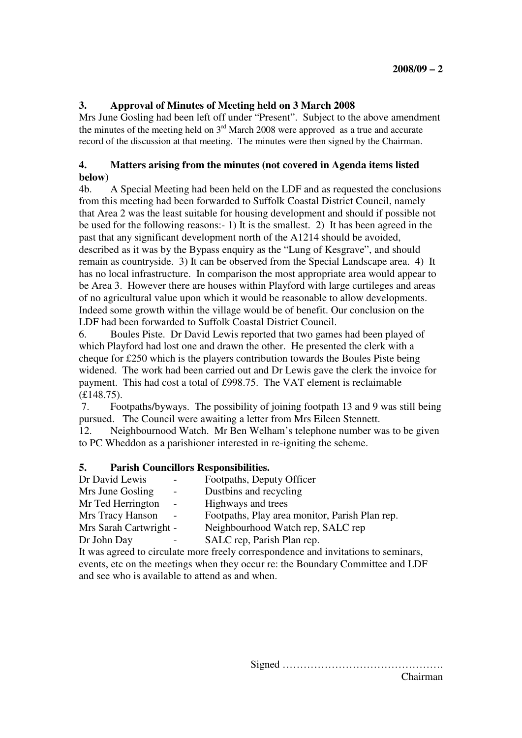### 3. Approval of Minutes of Meeting held on 3 March 2008

Mrs June Gosling had been left off under "Present". Subject to the above amendment the minutes of the meeting held on 3rd March 2008 were approved as a true and accurate record of the discussion at that meeting. The minutes were then signed by the Chairman.

### 4. Matters arising from the minutes (not covered in Agenda items listed below)

4b. A Special Meeting had been held on the LDF and as requested the conclusions from this meeting had been forwarded to Suffolk Coastal District Council, namely that Area 2 was the least suitable for housing development and should if possible not be used for the following reasons:- 1) It is the smallest. 2) It has been agreed in the past that any significant development north of the A1214 should be avoided, described as it was by the Bypass enquiry as the "Lung of Kesgrave", and should remain as countryside. 3) It can be observed from the Special Landscape area. 4) It has no local infrastructure. In comparison the most appropriate area would appear to be Area 3. However there are houses within Playford with large curtileges and areas of no agricultural value upon which it would be reasonable to allow developments. Indeed some growth within the village would be of benefit. Our conclusion on the LDF had been forwarded to Suffolk Coastal District Council.

6. Boules Piste. Dr David Lewis reported that two games had been played of which Playford had lost one and drawn the other. He presented the clerk with a cheque for £250 which is the players contribution towards the Boules Piste being widened. The work had been carried out and Dr Lewis gave the clerk the invoice for payment. This had cost a total of £998.75. The VAT element is reclaimable (£148.75).

7. Footpaths/byways. The possibility of joining footpath 13 and 9 was still being pursued. The Council were awaiting a letter from Mrs Eileen Stennett.

12. Neighbournood Watch. Mr Ben Welham's telephone number was to be given to PC Wheddon as a parishioner interested in re-igniting the scheme.

### 5. Parish Councillors Responsibilities.

Dr David Lewis - Footpaths, Deputy Officer
Mrs June Gosling - Dustbins and recycling
Mr Ted Herrington - Highways and trees
Mrs Tracy Hanson - Footpaths, Play area monitor, Parish Plan rep.
Mrs Sarah Cartwright - Neighbourhood Watch rep, SALC rep
Dr John Day - SALC rep, Parish Plan rep.

It was agreed to circulate more freely correspondence and invitations to seminars, events, etc on the meetings when they occur re: the Boundary Committee and LDF and see who is available to attend as and when.

Signed ……………………………………….
Chairman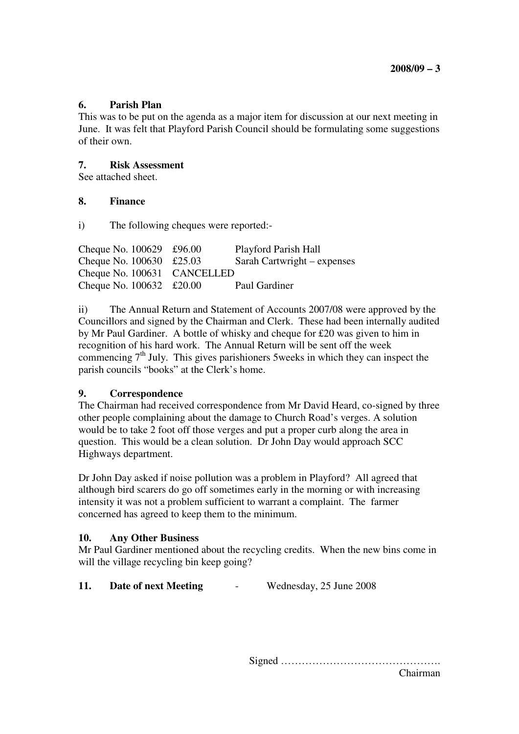### 6. Parish Plan

This was to be put on the agenda as a major item for discussion at our next meeting in June. It was felt that Playford Parish Council should be formulating some suggestions of their own.

### 7. Risk Assessment

See attached sheet.

### 8. Finance

i) The following cheques were reported:-

| | | |
|---|---|---|
| Cheque No. 100629 | £96.00 | Playford Parish Hall |
| Cheque No. 100630 | £25.03 | Sarah Cartwright – expenses |
| Cheque No. 100631 | CANCELLED | |
| Cheque No. 100632 | £20.00 | Paul Gardiner |

ii) The Annual Return and Statement of Accounts 2007/08 were approved by the Councillors and signed by the Chairman and Clerk. These had been internally audited by Mr Paul Gardiner. A bottle of whisky and cheque for £20 was given to him in recognition of his hard work. The Annual Return will be sent off the week commencing 7th July. This gives parishioners 5weeks in which they can inspect the parish councils "books" at the Clerk's home.

### 9. Correspondence

The Chairman had received correspondence from Mr David Heard, co-signed by three other people complaining about the damage to Church Road's verges. A solution would be to take 2 foot off those verges and put a proper curb along the area in question. This would be a clean solution. Dr John Day would approach SCC Highways department.

Dr John Day asked if noise pollution was a problem in Playford? All agreed that although bird scarers do go off sometimes early in the morning or with increasing intensity it was not a problem sufficient to warrant a complaint. The farmer concerned has agreed to keep them to the minimum.

### 10. Any Other Business

Mr Paul Gardiner mentioned about the recycling credits. When the new bins come in will the village recycling bin keep going?

### 11. Date of next Meeting - Wednesday, 25 June 2008

Signed ……………………………………….
Chairman